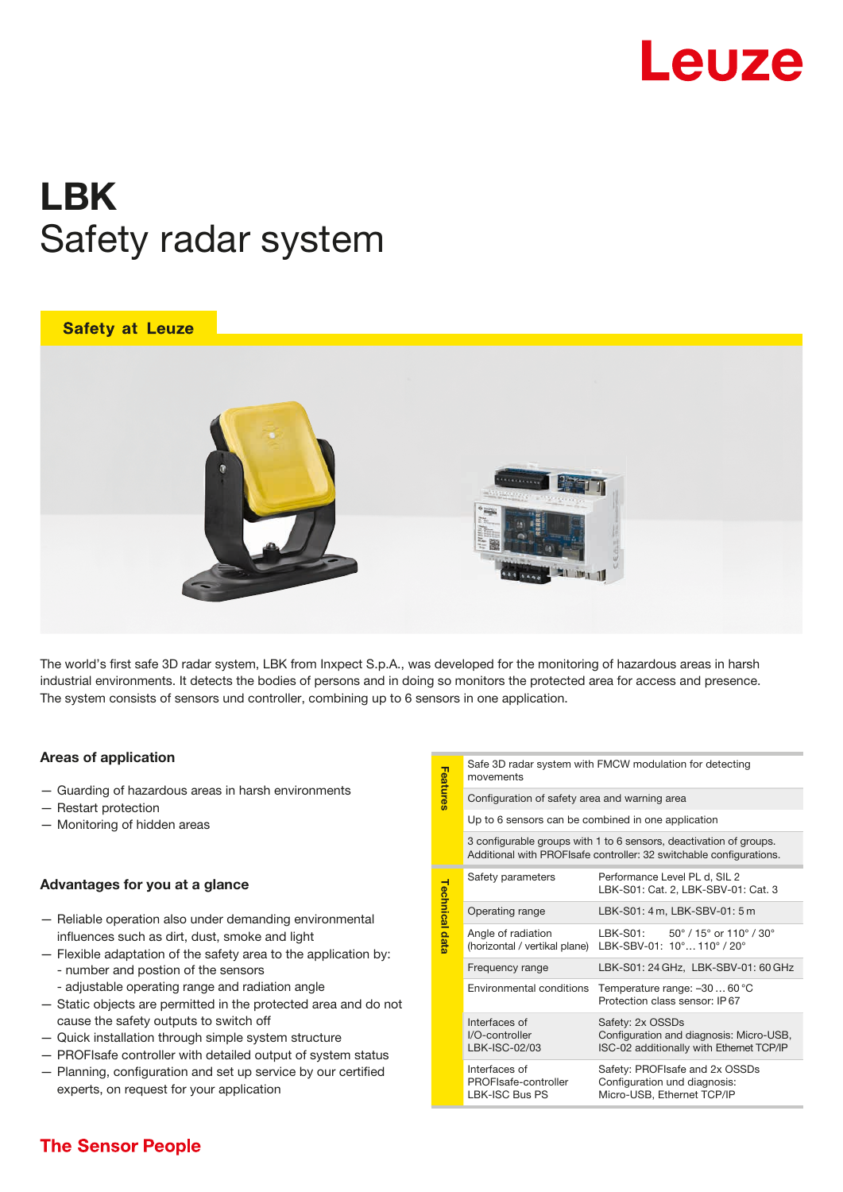Leuze

# LBK
## Safety radar system

**Safety at Leuze**

The world's first safe 3D radar system, LBK from Inxpect S.p.A., was developed for the monitoring of hazardous areas in harsh industrial environments. It detects the bodies of persons and in doing so monitors the protected area for access and presence. The system consists of sensors und controller, combining up to 6 sensors in one application.

### Areas of application

- Guarding of hazardous areas in harsh environments
- Restart protection
- Monitoring of hidden areas

### Advantages for you at a glance

- Reliable operation also under demanding environmental influences such as dirt, dust, smoke and light
- Flexible adaptation of the safety area to the application by:
  - number and postion of the sensors
  - adjustable operating range and radiation angle
- Static objects are permitted in the protected area and do not cause the safety outputs to switch off
- Quick installation through simple system structure
- PROFIsafe controller with detailed output of system status
- Planning, configuration and set up service by our certified experts, on request for your application

| | | |
|---|---|---|
| Features | Safe 3D radar system with FMCW modulation for detecting movements | |
| | Configuration of safety area and warning area | |
| | Up to 6 sensors can be combined in one application | |
| | 3 configurable groups with 1 to 6 sensors, deactivation of groups. Additional with PROFIsafe controller: 32 switchable configurations. | |
| Technical data | Safety parameters | Performance Level PL d, SIL 2<br>LBK-S01: Cat. 2, LBK-SBV-01: Cat. 3 |
| | Operating range | LBK-S01: 4 m, LBK-SBV-01: 5 m |
| | Angle of radiation (horizontal / vertikal plane) | LBK-S01: 50° / 15° or 110° / 30°<br>LBK-SBV-01: 10°… 110° / 20° |
| | Frequency range | LBK-S01: 24 GHz, LBK-SBV-01: 60 GHz |
| | Environmental conditions | Temperature range: –30 … 60 °C<br>Protection class sensor: IP 67 |
| | Interfaces of I/O-controller LBK-ISC-02/03 | Safety: 2x OSSDs<br>Configuration and diagnosis: Micro-USB, ISC-02 additionally with Ethernet TCP/IP |
| | Interfaces of PROFIsafe-controller LBK-ISC Bus PS | Safety: PROFIsafe and 2x OSSDs<br>Configuration und diagnosis: Micro-USB, Ethernet TCP/IP |

**The Sensor People**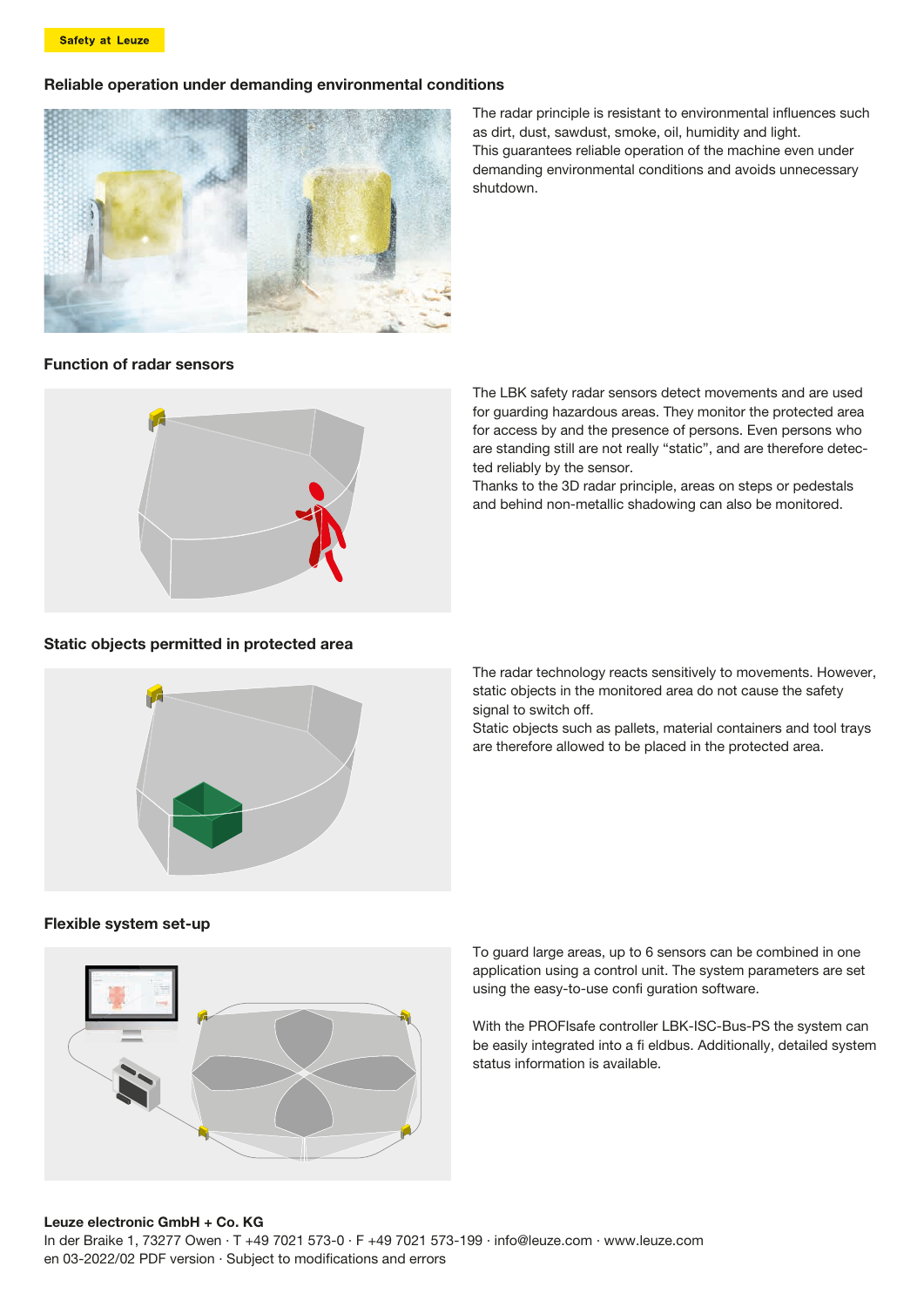Safety at Leuze

## Reliable operation under demanding environmental conditions

The radar principle is resistant to environmental influences such as dirt, dust, sawdust, smoke, oil, humidity and light.
This guarantees reliable operation of the machine even under demanding environmental conditions and avoids unnecessary shutdown.

## Function of radar sensors

The LBK safety radar sensors detect movements and are used for guarding hazardous areas. They monitor the protected area for access by and the presence of persons. Even persons who are standing still are not really "static", and are therefore detected reliably by the sensor.
Thanks to the 3D radar principle, areas on steps or pedestals and behind non-metallic shadowing can also be monitored.

## Static objects permitted in protected area

The radar technology reacts sensitively to movements. However, static objects in the monitored area do not cause the safety signal to switch off.
Static objects such as pallets, material containers and tool trays are therefore allowed to be placed in the protected area.

## Flexible system set-up

To guard large areas, up to 6 sensors can be combined in one application using a control unit. The system parameters are set using the easy-to-use confi guration software.

With the PROFIsafe controller LBK-ISC-Bus-PS the system can be easily integrated into a fi eldbus. Additionally, detailed system status information is available.

**Leuze electronic GmbH + Co. KG**
In der Braike 1, 73277 Owen · T +49 7021 573-0 · F +49 7021 573-199 · info@leuze.com · www.leuze.com
en 03-2022/02 PDF version · Subject to modifications and errors